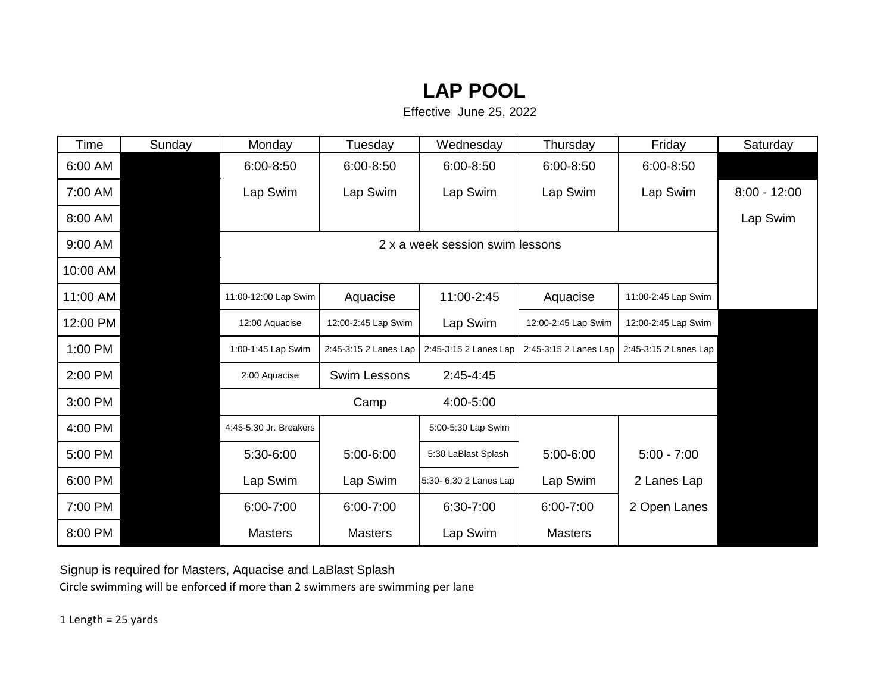# LAP POOL

Effective June 25, 2022

| Time | Sunday | Monday | Tuesday | Wednesday | Thursday | Friday | Saturday |
|---|---|---|---|---|---|---|---|
| 6:00 AM | | 6:00-8:50 | 6:00-8:50 | 6:00-8:50 | 6:00-8:50 | 6:00-8:50 | |
| 7:00 AM | | Lap Swim | Lap Swim | Lap Swim | Lap Swim | Lap Swim | 8:00 - 12:00 |
| 8:00 AM | | | | | | | Lap Swim |
| 9:00 AM | | 2 x a week session swim lessons | | | | | |
| 10:00 AM | | | | | | | |
| 11:00 AM | | 11:00-12:00 Lap Swim | Aquacise | 11:00-2:45 | Aquacise | 11:00-2:45 Lap Swim | |
| 12:00 PM | | 12:00 Aquacise | 12:00-2:45 Lap Swim | Lap Swim | 12:00-2:45 Lap Swim | 12:00-2:45 Lap Swim | |
| 1:00 PM | | 1:00-1:45 Lap Swim | 2:45-3:15 2 Lanes Lap | 2:45-3:15 2 Lanes Lap | 2:45-3:15 2 Lanes Lap | 2:45-3:15 2 Lanes Lap | |
| 2:00 PM | | 2:00 Aquacise | Swim Lessons | 2:45-4:45 | | | |
| 3:00 PM | | | Camp | 4:00-5:00 | | | |
| 4:00 PM | | 4:45-5:30 Jr. Breakers | | 5:00-5:30 Lap Swim | | | |
| 5:00 PM | | 5:30-6:00 | 5:00-6:00 | 5:30 LaBlast Splash | 5:00-6:00 | 5:00 - 7:00 | |
| 6:00 PM | | Lap Swim | Lap Swim | 5:30- 6:30 2 Lanes Lap | Lap Swim | 2 Lanes Lap | |
| 7:00 PM | | 6:00-7:00 | 6:00-7:00 | 6:30-7:00 | 6:00-7:00 | 2 Open Lanes | |
| 8:00 PM | | Masters | Masters | Lap Swim | Masters | | |

Signup is required for Masters, Aquacise and LaBlast Splash

Circle swimming will be enforced if more than 2 swimmers are swimming per lane

1 Length = 25 yards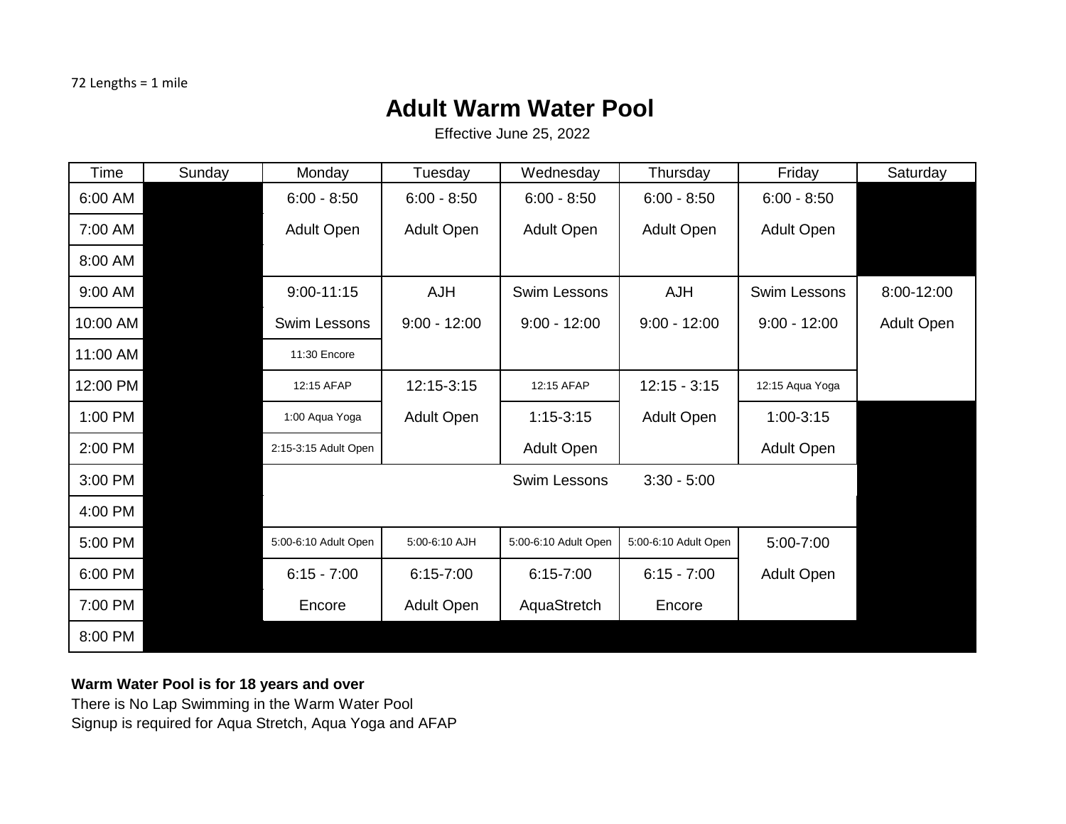72 Lengths = 1 mile

# Adult Warm Water Pool

Effective June 25, 2022

| Time | Sunday | Monday | Tuesday | Wednesday | Thursday | Friday | Saturday |
|---|---|---|---|---|---|---|---|
| 6:00 AM | | 6:00 - 8:50 | 6:00 - 8:50 | 6:00 - 8:50 | 6:00 - 8:50 | 6:00 - 8:50 | |
| 7:00 AM | | Adult Open | Adult Open | Adult Open | Adult Open | Adult Open | |
| 8:00 AM | | | | | | | |
| 9:00 AM | | 9:00-11:15 | AJH | Swim Lessons | AJH | Swim Lessons | 8:00-12:00 |
| 10:00 AM | | Swim Lessons | 9:00 - 12:00 | 9:00 - 12:00 | 9:00 - 12:00 | 9:00 - 12:00 | Adult Open |
| 11:00 AM | | 11:30 Encore | | | | | |
| 12:00 PM | | 12:15 AFAP | 12:15-3:15 | 12:15 AFAP | 12:15 - 3:15 | 12:15 Aqua Yoga | |
| 1:00 PM | | 1:00 Aqua Yoga | Adult Open | 1:15-3:15 | Adult Open | 1:00-3:15 | |
| 2:00 PM | | 2:15-3:15 Adult Open | | Adult Open | | Adult Open | |
| 3:00 PM | | | | Swim Lessons | 3:30 - 5:00 | | |
| 4:00 PM | | | | | | | |
| 5:00 PM | | 5:00-6:10 Adult Open | 5:00-6:10 AJH | 5:00-6:10 Adult Open | 5:00-6:10 Adult Open | 5:00-7:00 | |
| 6:00 PM | | 6:15 - 7:00 | 6:15-7:00 | 6:15-7:00 | 6:15 - 7:00 | Adult Open | |
| 7:00 PM | | Encore | Adult Open | AquaStretch | Encore | | |
| 8:00 PM | | | | | | | |

**Warm Water Pool is for 18 years and over**

There is No Lap Swimming in the Warm Water Pool

Signup is required for Aqua Stretch, Aqua Yoga and AFAP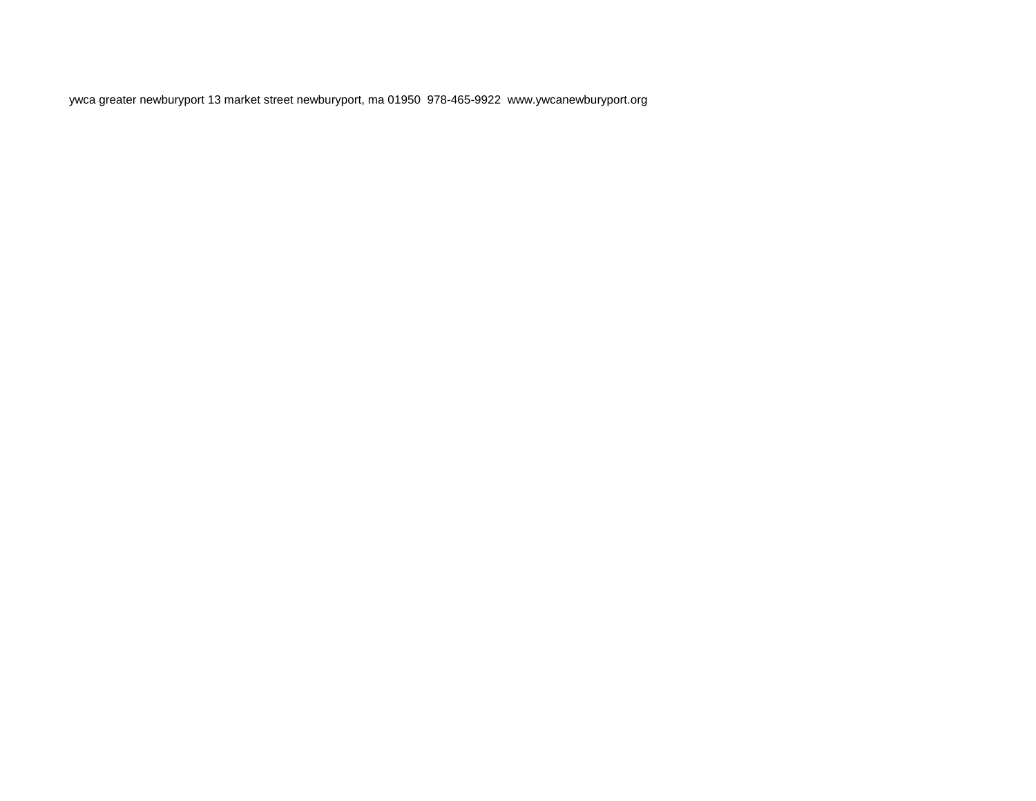ywca greater newburyport 13 market street newburyport, ma 01950  978-465-9922  www.ywcanewburyport.org